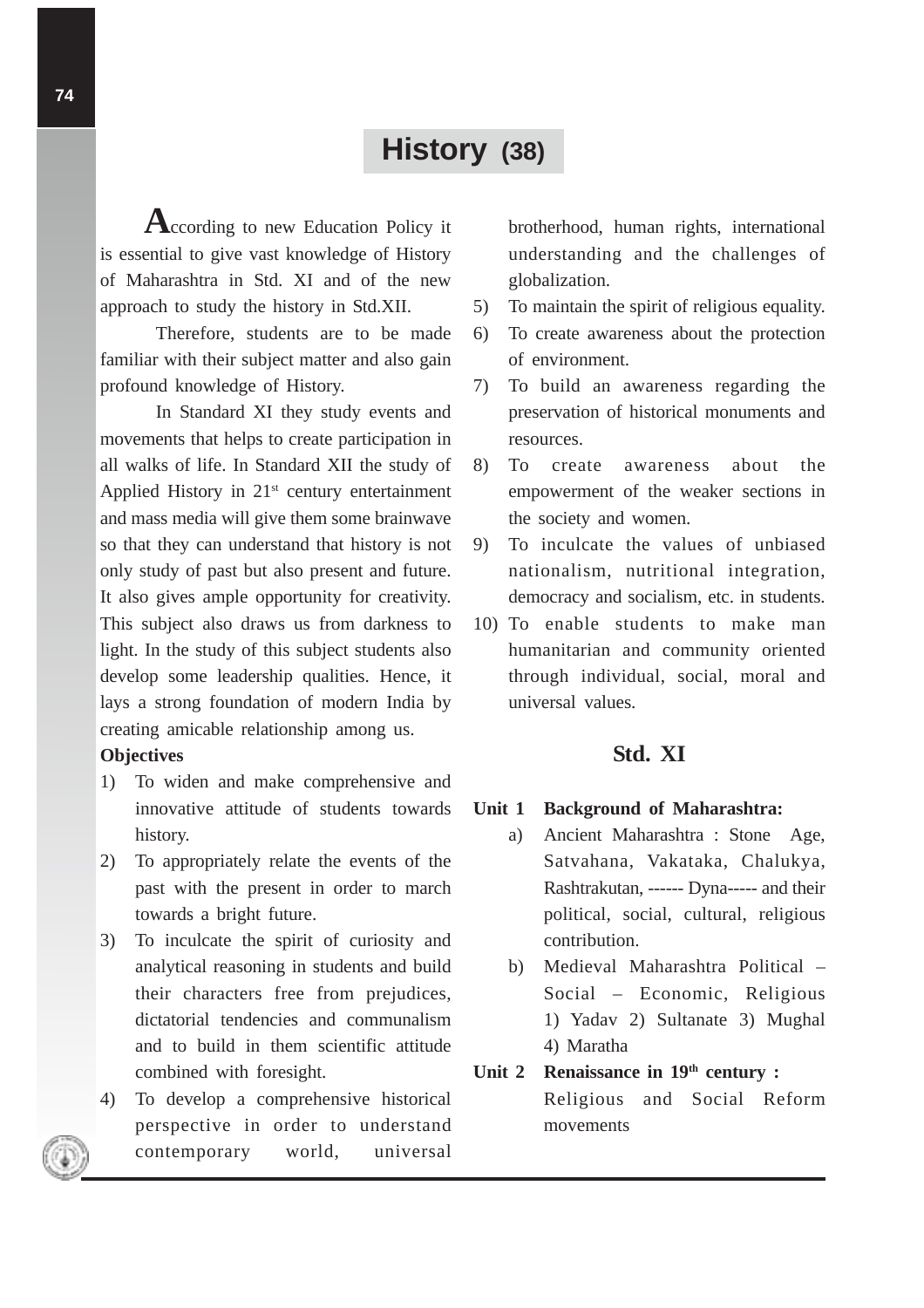# History (38)

According to new Education Policy it is essential to give vast knowledge of History of Maharashtra in Std. XI and of the new approach to study the history in Std.XII.

Therefore, students are to be made familiar with their subject matter and also gain profound knowledge of History.

In Standard XI they study events and movements that helps to create participation in all walks of life. In Standard XII the study of Applied History in 21st century entertainment and mass media will give them some brainwave so that they can understand that history is not only study of past but also present and future. It also gives ample opportunity for creativity. This subject also draws us from darkness to light. In the study of this subject students also develop some leadership qualities. Hence, it lays a strong foundation of modern India by creating amicable relationship among us.

**Objectives**

1) To widen and make comprehensive and innovative attitude of students towards history.
2) To appropriately relate the events of the past with the present in order to march towards a bright future.
3) To inculcate the spirit of curiosity and analytical reasoning in students and build their characters free from prejudices, dictatorial tendencies and communalism and to build in them scientific attitude combined with foresight.
4) To develop a comprehensive historical perspective in order to understand contemporary world, universal brotherhood, human rights, international understanding and the challenges of globalization.
5) To maintain the spirit of religious equality.
6) To create awareness about the protection of environment.
7) To build an awareness regarding the preservation of historical monuments and resources.
8) To create awareness about the empowerment of the weaker sections in the society and women.
9) To inculcate the values of unbiased nationalism, nutritional integration, democracy and socialism, etc. in students.
10) To enable students to make man humanitarian and community oriented through individual, social, moral and universal values.

## Std. XI

**Unit 1 Background of Maharashtra:**

a) Ancient Maharashtra : Stone Age, Satvahana, Vakataka, Chalukya, Rashtrakutan, ------ Dyna----- and their political, social, cultural, religious contribution.

b) Medieval Maharashtra Political – Social – Economic, Religious 1) Yadav 2) Sultanate 3) Mughal 4) Maratha

**Unit 2 Renaissance in 19th century :**

Religious and Social Reform movements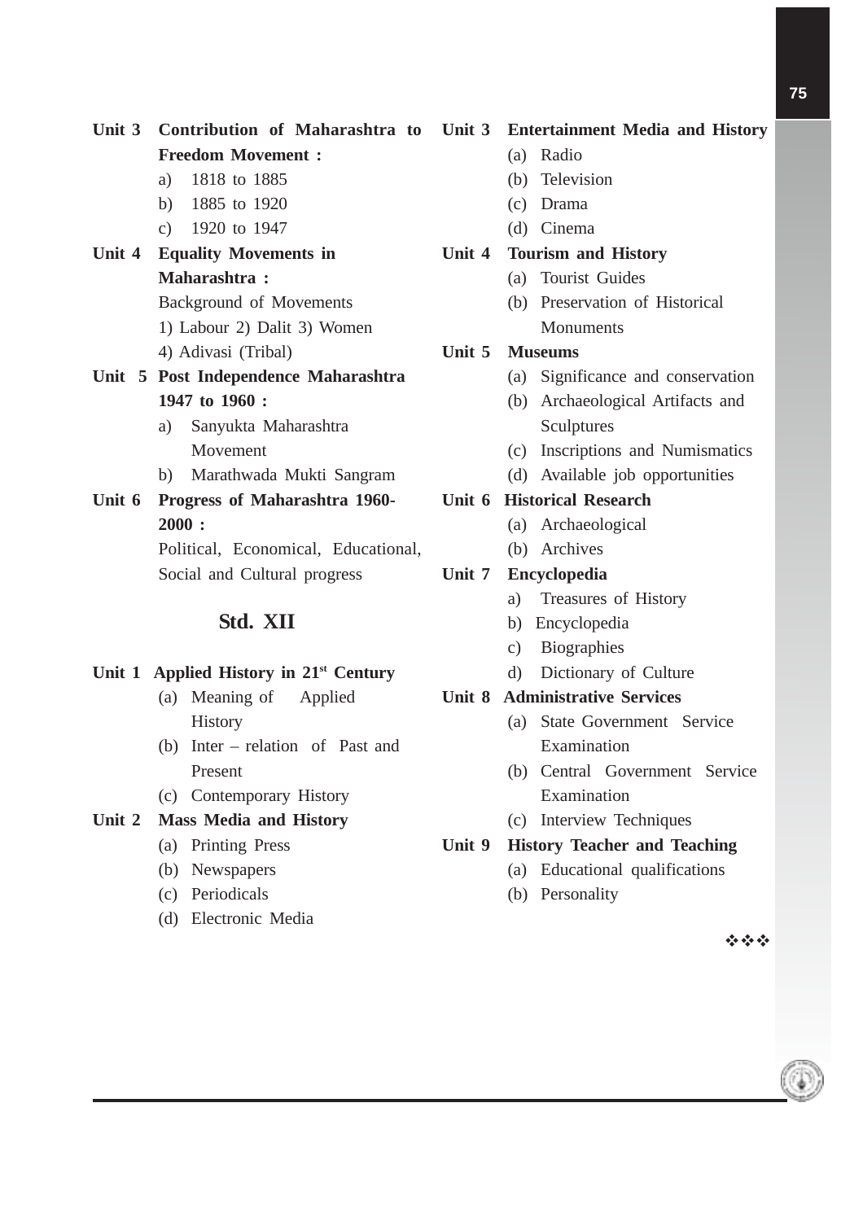**Unit 3 Contribution of Maharashtra to Freedom Movement :**

a) 1818 to 1885
b) 1885 to 1920
c) 1920 to 1947

**Unit 4 Equality Movements in Maharashtra :**

Background of Movements
1) Labour 2) Dalit 3) Women
4) Adivasi (Tribal)

**Unit 5 Post Independence Maharashtra 1947 to 1960 :**

a) Sanyukta Maharashtra Movement
b) Marathwada Mukti Sangram

**Unit 6 Progress of Maharashtra 1960-2000 :**

Political, Economical, Educational, Social and Cultural progress

## Std. XII

**Unit 1 Applied History in 21st Century**

(a) Meaning of Applied History
(b) Inter – relation of Past and Present
(c) Contemporary History

**Unit 2 Mass Media and History**

(a) Printing Press
(b) Newspapers
(c) Periodicals
(d) Electronic Media

**Unit 3 Entertainment Media and History**

(a) Radio
(b) Television
(c) Drama
(d) Cinema

**Unit 4 Tourism and History**

(a) Tourist Guides
(b) Preservation of Historical Monuments

**Unit 5 Museums**

(a) Significance and conservation
(b) Archaeological Artifacts and Sculptures
(c) Inscriptions and Numismatics
(d) Available job opportunities

**Unit 6 Historical Research**

(a) Archaeological
(b) Archives

**Unit 7 Encyclopedia**

a) Treasures of History
b) Encyclopedia
c) Biographies
d) Dictionary of Culture

**Unit 8 Administrative Services**

(a) State Government Service Examination
(b) Central Government Service Examination
(c) Interview Techniques

**Unit 9 History Teacher and Teaching**

(a) Educational qualifications
(b) Personality

❖❖❖